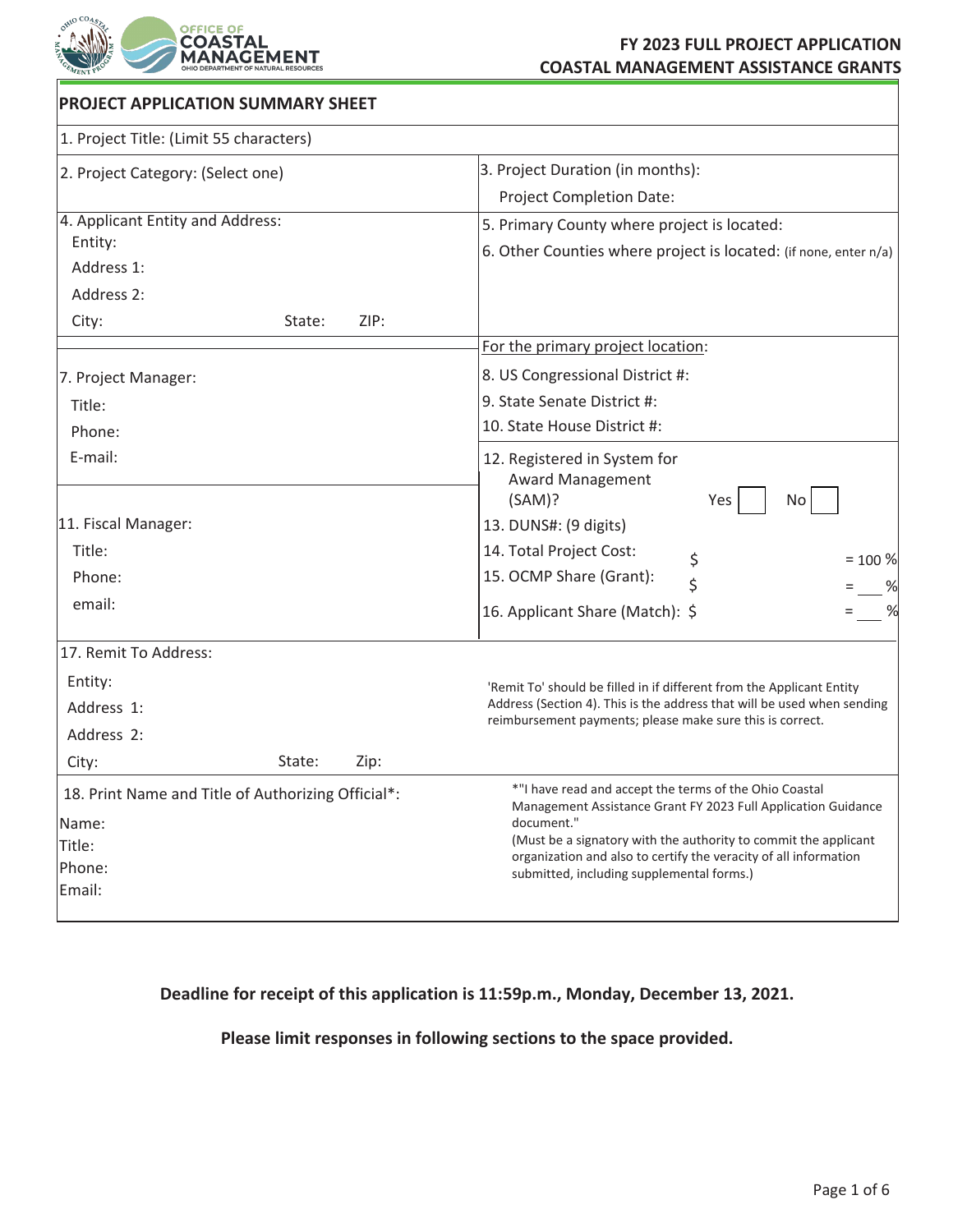# FY 2023 FULL PROJECT APPLICATION
# COASTAL MANAGEMENT ASSISTANCE GRANTS

## PROJECT APPLICATION SUMMARY SHEET

1. Project Title: (Limit 55 characters)

| | |
|---|---|
| 2. Project Category: (Select one) | 3. Project Duration (in months):<br>Project Completion Date: |
| 4. Applicant Entity and Address:<br>Entity:<br>Address 1:<br>Address 2:<br>City: State: ZIP: | 5. Primary County where project is located:<br>6. Other Counties where project is located: (if none, enter n/a) |
| 7. Project Manager:<br>Title:<br>Phone:<br>E-mail: | For the primary project location:<br>8. US Congressional District #:<br>9. State Senate District #:<br>10. State House District #: |
| 11. Fiscal Manager:<br>Title:<br>Phone:<br>email: | 12. Registered in System for Award Management (SAM)? Yes ☐ No ☐<br>13. DUNS#: (9 digits)<br>14. Total Project Cost: $ = 100 %<br>15. OCMP Share (Grant): $ = ___ %<br>16. Applicant Share (Match): $ = ___ % |
| 17. Remit To Address:<br>Entity:<br>Address 1:<br>Address 2:<br>City: State: Zip: | 'Remit To' should be filled in if different from the Applicant Entity Address (Section 4). This is the address that will be used when sending reimbursement payments; please make sure this is correct. |
| 18. Print Name and Title of Authorizing Official*:<br>Name:<br>Title:<br>Phone:<br>Email: | *"I have read and accept the terms of the Ohio Coastal Management Assistance Grant FY 2023 Full Application Guidance document."<br>(Must be a signatory with the authority to commit the applicant organization and also to certify the veracity of all information submitted, including supplemental forms.) |

**Deadline for receipt of this application is 11:59p.m., Monday, December 13, 2021.**

**Please limit responses in following sections to the space provided.**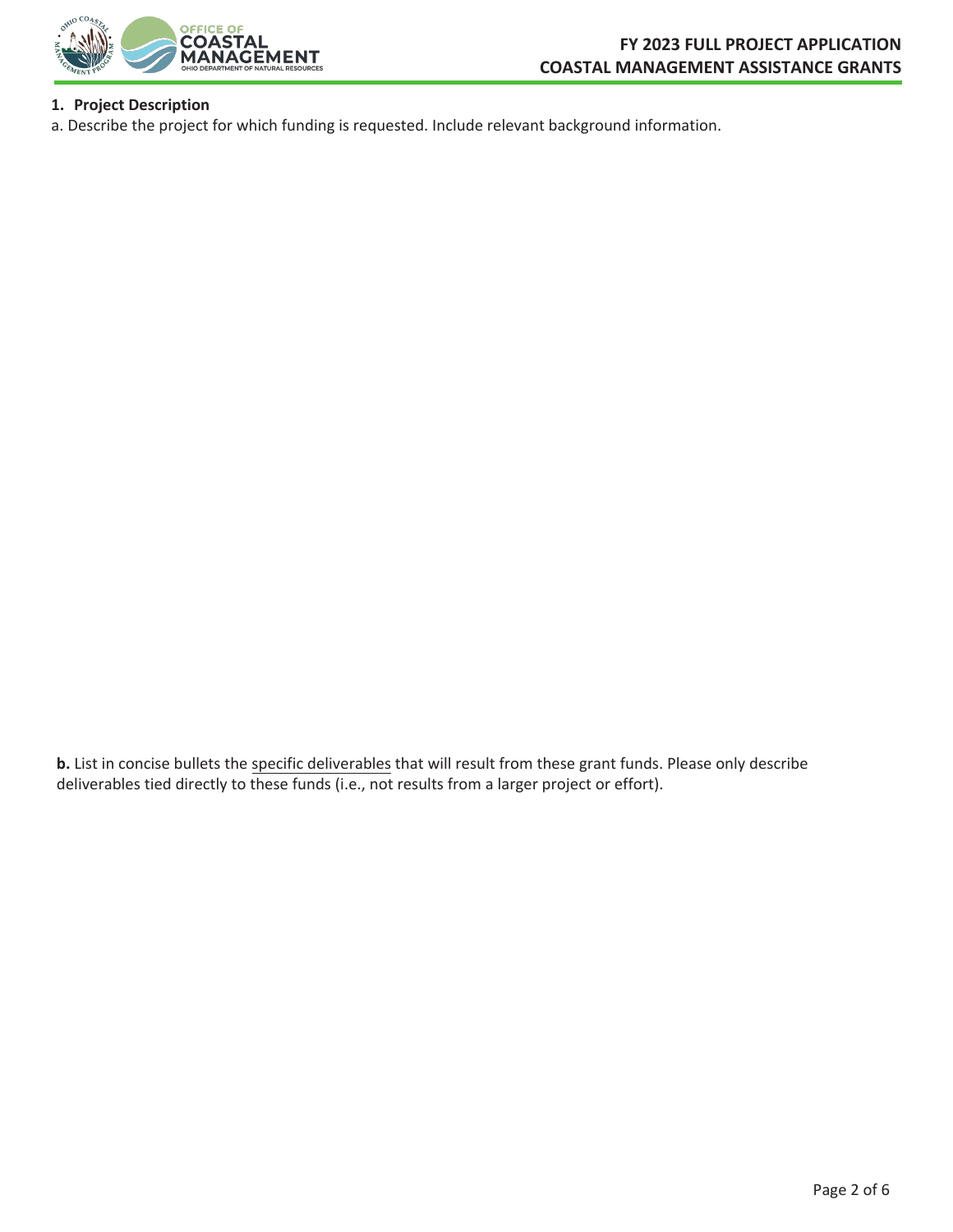## 1. Project Description

a. Describe the project for which funding is requested. Include relevant background information.

**b.** List in concise bullets the specific deliverables that will result from these grant funds. Please only describe deliverables tied directly to these funds (i.e., not results from a larger project or effort).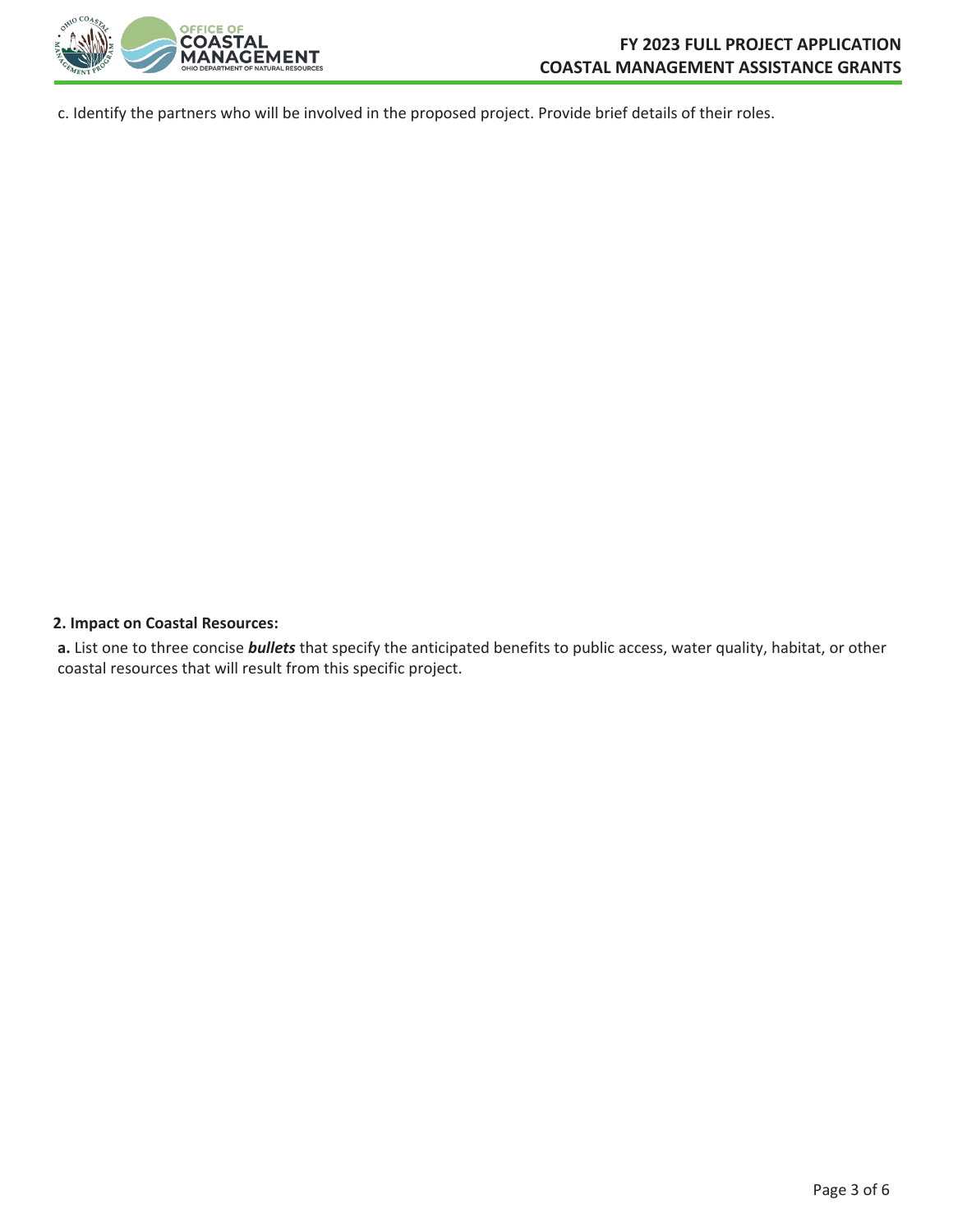c. Identify the partners who will be involved in the proposed project. Provide brief details of their roles.

**2. Impact on Coastal Resources:**

**a.** List one to three concise ***bullets*** that specify the anticipated benefits to public access, water quality, habitat, or other coastal resources that will result from this specific project.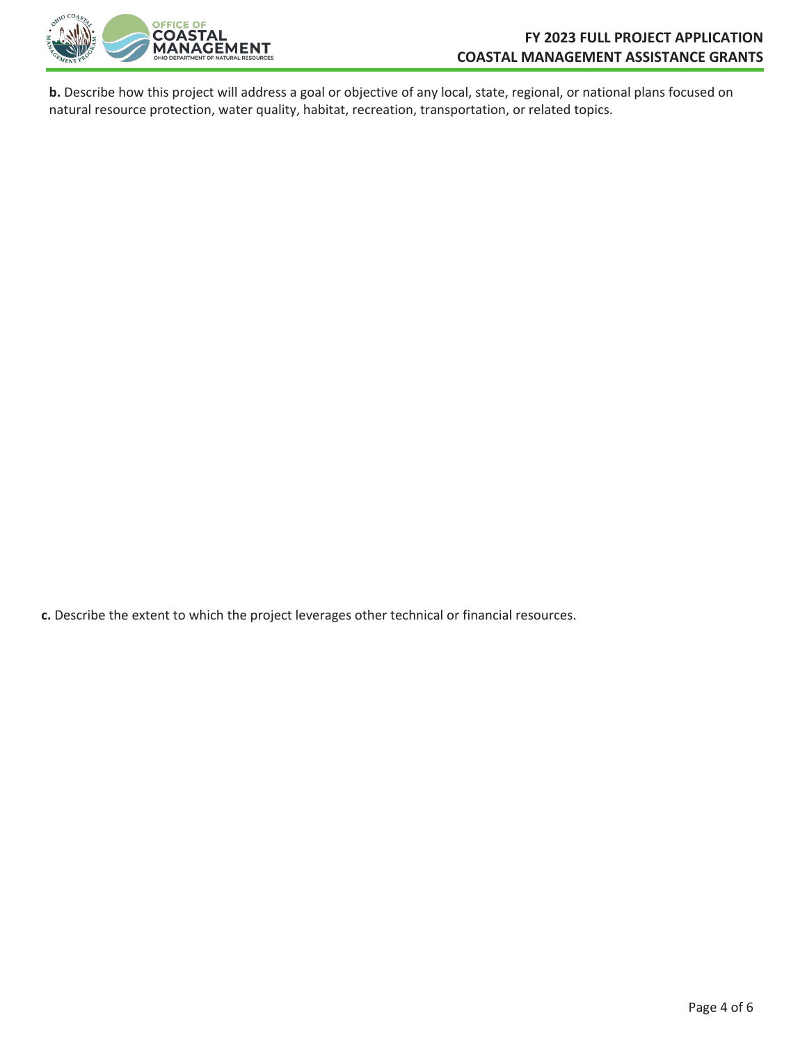**b.** Describe how this project will address a goal or objective of any local, state, regional, or national plans focused on natural resource protection, water quality, habitat, recreation, transportation, or related topics.

**c.** Describe the extent to which the project leverages other technical or financial resources.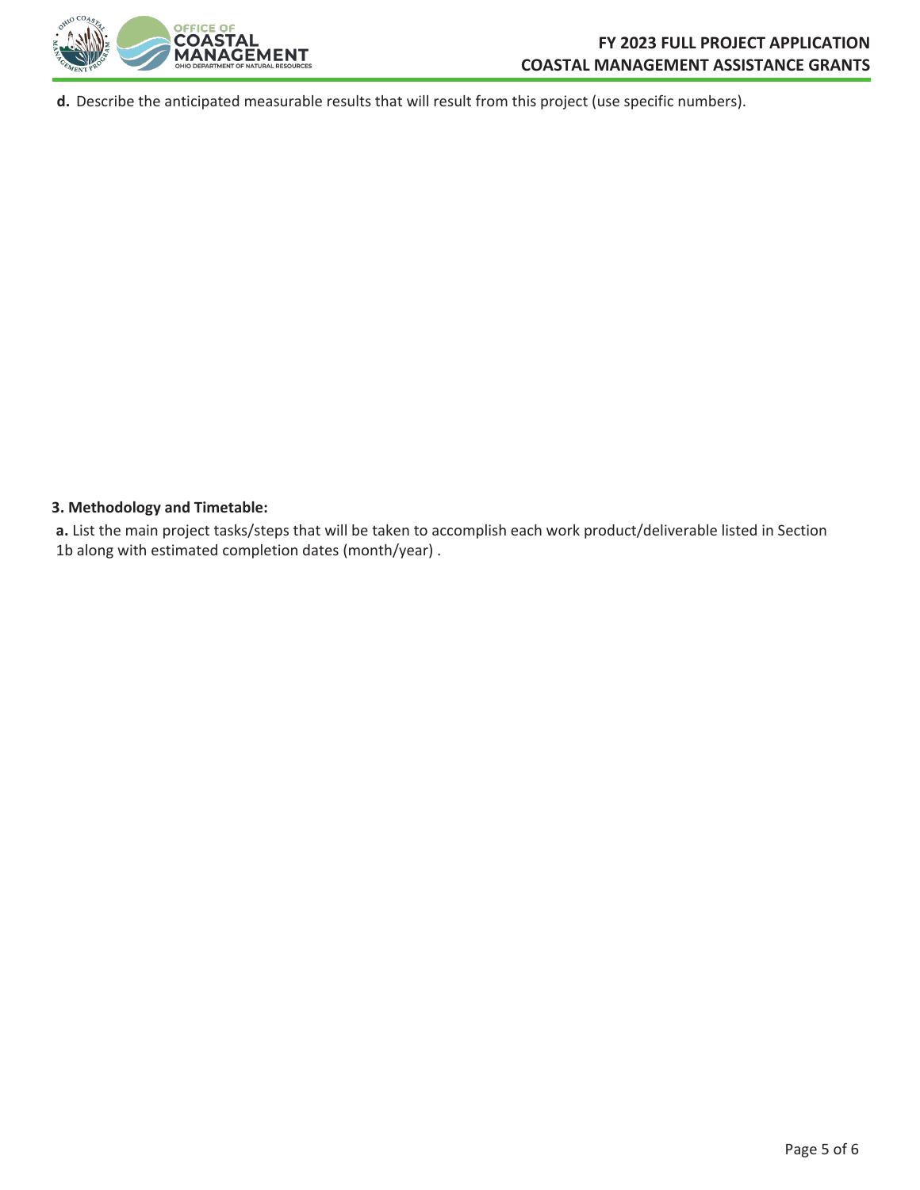**d.** Describe the anticipated measurable results that will result from this project (use specific numbers).

**3. Methodology and Timetable:**

**a.** List the main project tasks/steps that will be taken to accomplish each work product/deliverable listed in Section 1b along with estimated completion dates (month/year) .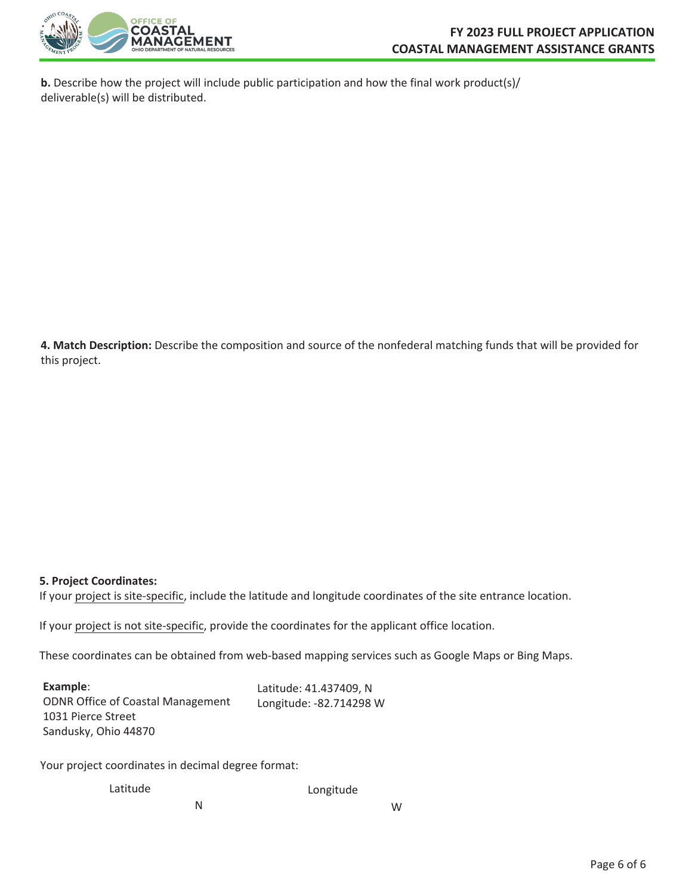**b.** Describe how the project will include public participation and how the final work product(s)/ deliverable(s) will be distributed.

**4. Match Description:** Describe the composition and source of the nonfederal matching funds that will be provided for this project.

**5. Project Coordinates:**

If your project is site-specific, include the latitude and longitude coordinates of the site entrance location.

If your project is not site-specific, provide the coordinates for the applicant office location.

These coordinates can be obtained from web-based mapping services such as Google Maps or Bing Maps.

**Example**:
ODNR Office of Coastal Management
1031 Pierce Street
Sandusky, Ohio 44870

Latitude: 41.437409, N
Longitude: -82.714298 W

Your project coordinates in decimal degree format:

Latitude N

Longitude W